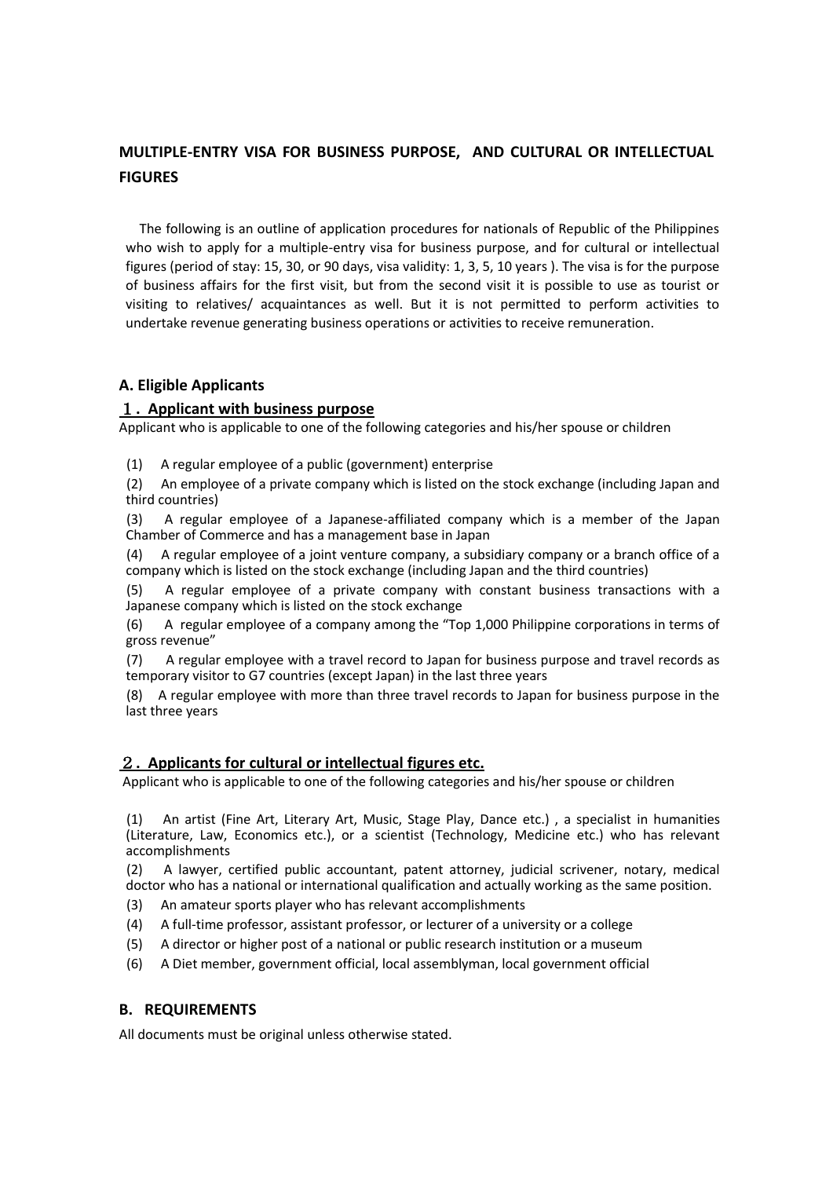# MULTIPLE-ENTRY VISA FOR BUSINESS PURPOSE, AND CULTURAL OR INTELLECTUAL FIGURES

The following is an outline of application procedures for nationals of Republic of the Philippines who wish to apply for a multiple-entry visa for business purpose, and for cultural or intellectual figures (period of stay: 15, 30, or 90 days, visa validity: 1, 3, 5, 10 years ). The visa is for the purpose of business affairs for the first visit, but from the second visit it is possible to use as tourist or visiting to relatives/ acquaintances as well. But it is not permitted to perform activities to undertake revenue generating business operations or activities to receive remuneration.

## A. Eligible Applicants

### １. Applicant with business purpose

Applicant who is applicable to one of the following categories and his/her spouse or children

(1) A regular employee of a public (government) enterprise

(2) An employee of a private company which is listed on the stock exchange (including Japan and third countries)

(3) A regular employee of a Japanese-affiliated company which is a member of the Japan Chamber of Commerce and has a management base in Japan

(4) A regular employee of a joint venture company, a subsidiary company or a branch office of a company which is listed on the stock exchange (including Japan and the third countries)

(5) A regular employee of a private company with constant business transactions with a Japanese company which is listed on the stock exchange

(6) A regular employee of a company among the "Top 1,000 Philippine corporations in terms of gross revenue"

(7) A regular employee with a travel record to Japan for business purpose and travel records as temporary visitor to G7 countries (except Japan) in the last three years

(8) A regular employee with more than three travel records to Japan for business purpose in the last three years

### ２. Applicants for cultural or intellectual figures etc.

Applicant who is applicable to one of the following categories and his/her spouse or children

(1) An artist (Fine Art, Literary Art, Music, Stage Play, Dance etc.) , a specialist in humanities (Literature, Law, Economics etc.), or a scientist (Technology, Medicine etc.) who has relevant accomplishments

(2) A lawyer, certified public accountant, patent attorney, judicial scrivener, notary, medical doctor who has a national or international qualification and actually working as the same position.

(3) An amateur sports player who has relevant accomplishments

(4) A full-time professor, assistant professor, or lecturer of a university or a college

(5) A director or higher post of a national or public research institution or a museum

(6) A Diet member, government official, local assemblyman, local government official

## B. REQUIREMENTS

All documents must be original unless otherwise stated.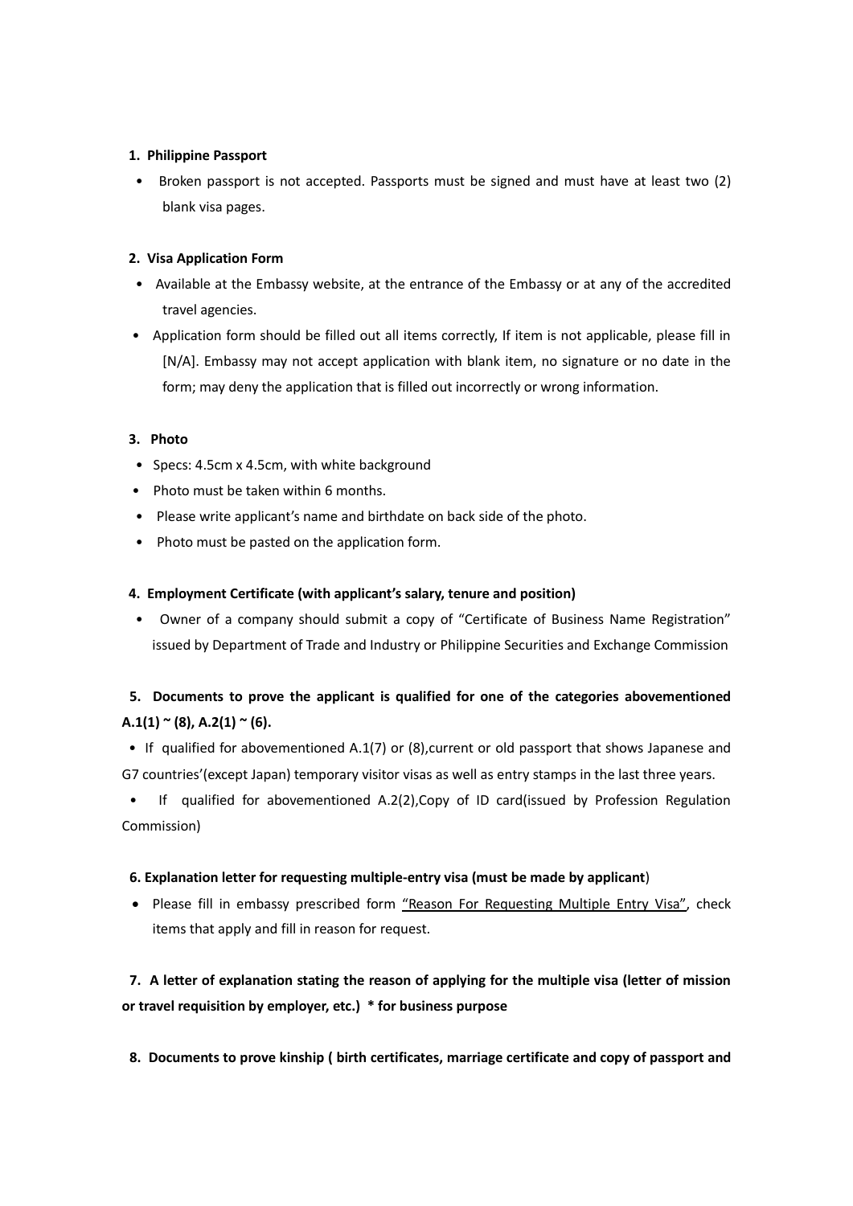**1. Philippine Passport**

- Broken passport is not accepted. Passports must be signed and must have at least two (2) blank visa pages.

**2. Visa Application Form**

- Available at the Embassy website, at the entrance of the Embassy or at any of the accredited travel agencies.
- Application form should be filled out all items correctly, If item is not applicable, please fill in [N/A]. Embassy may not accept application with blank item, no signature or no date in the form; may deny the application that is filled out incorrectly or wrong information.

**3. Photo**

- Specs: 4.5cm x 4.5cm, with white background
- Photo must be taken within 6 months.
- Please write applicant's name and birthdate on back side of the photo.
- Photo must be pasted on the application form.

**4. Employment Certificate (with applicant's salary, tenure and position)**

- Owner of a company should submit a copy of "Certificate of Business Name Registration" issued by Department of Trade and Industry or Philippine Securities and Exchange Commission

**5. Documents to prove the applicant is qualified for one of the categories abovementioned A.1(1) ~ (8), A.2(1) ~ (6).**

- If qualified for abovementioned A.1(7) or (8),current or old passport that shows Japanese and G7 countries'(except Japan) temporary visitor visas as well as entry stamps in the last three years.
- If qualified for abovementioned A.2(2),Copy of ID card(issued by Profession Regulation Commission)

**6. Explanation letter for requesting multiple-entry visa (must be made by applicant)**

- Please fill in embassy prescribed form "Reason For Requesting Multiple Entry Visa", check items that apply and fill in reason for request.

**7. A letter of explanation stating the reason of applying for the multiple visa (letter of mission or travel requisition by employer, etc.) * for business purpose**

**8. Documents to prove kinship ( birth certificates, marriage certificate and copy of passport and**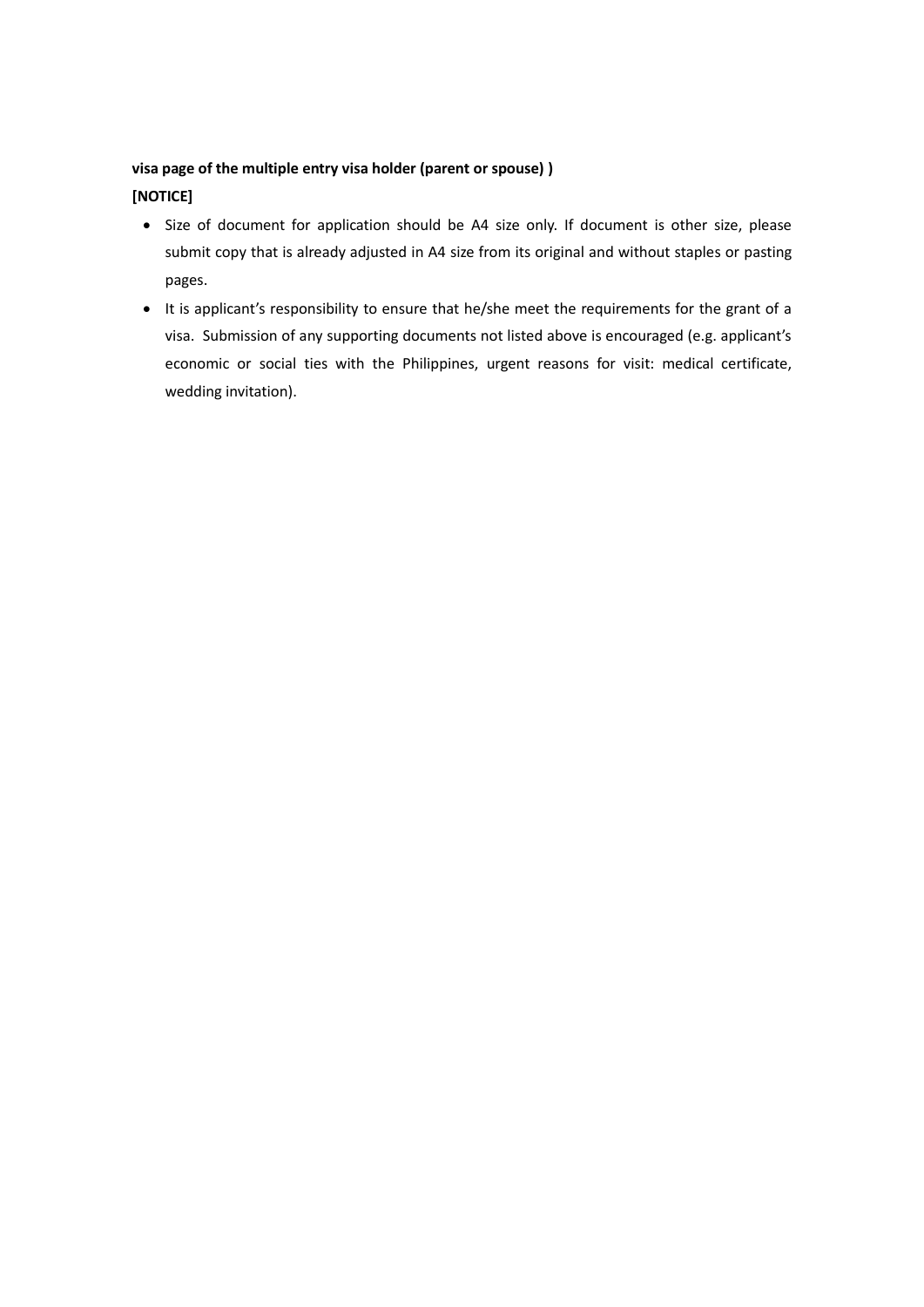**visa page of the multiple entry visa holder (parent or spouse) )**

**[NOTICE]**

- Size of document for application should be A4 size only. If document is other size, please submit copy that is already adjusted in A4 size from its original and without staples or pasting pages.
- It is applicant's responsibility to ensure that he/she meet the requirements for the grant of a visa. Submission of any supporting documents not listed above is encouraged (e.g. applicant's economic or social ties with the Philippines, urgent reasons for visit: medical certificate, wedding invitation).